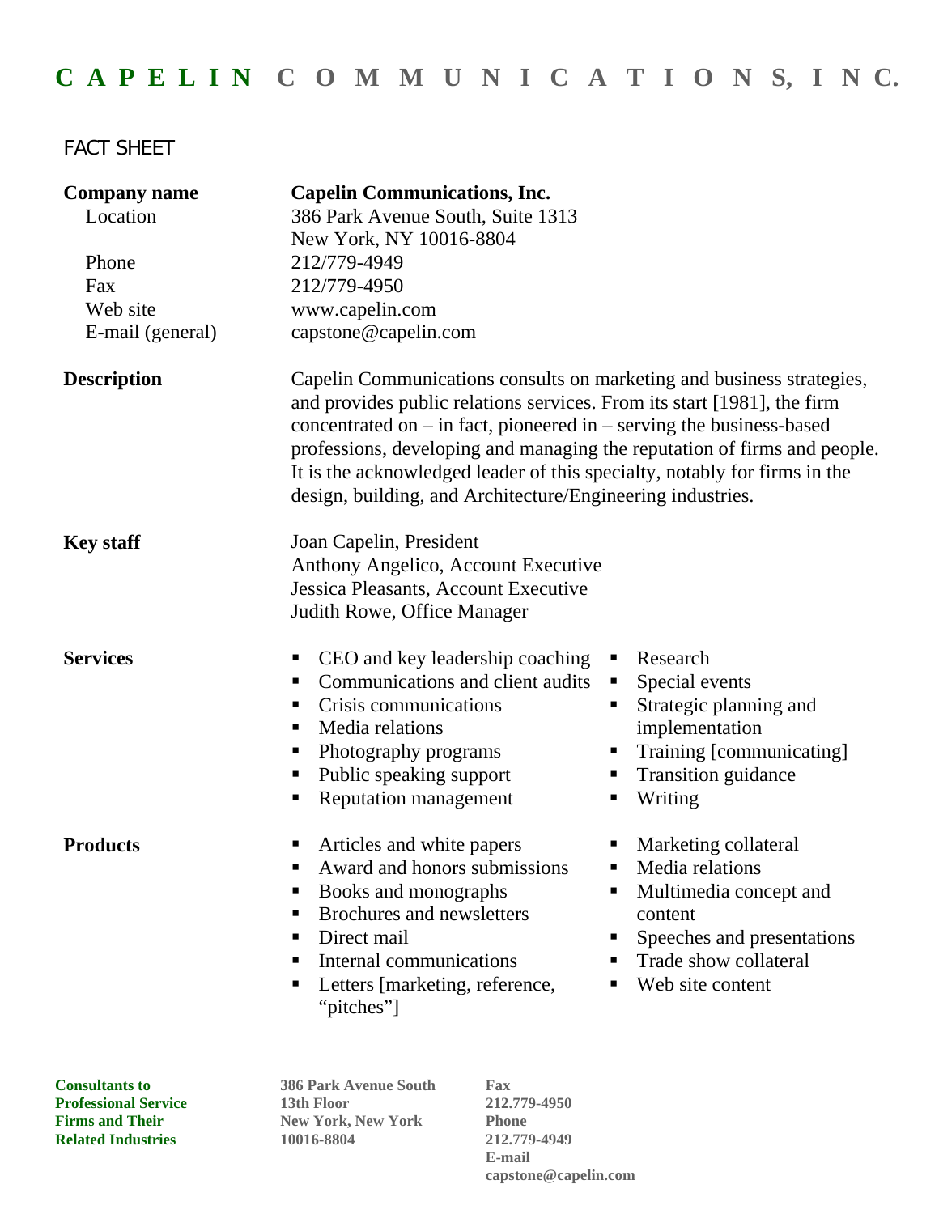# CAPELIN COMMUNICATIONS, INC.

## FACT SHEET

**Company name** — **Capelin Communications, Inc.**

Location: 386 Park Avenue South, Suite 1313
New York, NY 10016-8804

Phone: 212/779-4949

Fax: 212/779-4950

Web site: www.capelin.com

E-mail (general): capstone@capelin.com

**Description**

Capelin Communications consults on marketing and business strategies, and provides public relations services. From its start [1981], the firm concentrated on – in fact, pioneered in – serving the business-based professions, developing and managing the reputation of firms and people. It is the acknowledged leader of this specialty, notably for firms in the design, building, and Architecture/Engineering industries.

**Key staff**

Joan Capelin, President
Anthony Angelico, Account Executive
Jessica Pleasants, Account Executive
Judith Rowe, Office Manager

**Services**

- CEO and key leadership coaching
- Communications and client audits
- Crisis communications
- Media relations
- Photography programs
- Public speaking support
- Reputation management
- Research
- Special events
- Strategic planning and implementation
- Training [communicating]
- Transition guidance
- Writing

**Products**

- Articles and white papers
- Award and honors submissions
- Books and monographs
- Brochures and newsletters
- Direct mail
- Internal communications
- Letters [marketing, reference, "pitches"]
- Marketing collateral
- Media relations
- Multimedia concept and content
- Speeches and presentations
- Trade show collateral
- Web site content

**Consultants to Professional Service Firms and Their Related Industries**

**386 Park Avenue South
13th Floor
New York, New York
10016-8804**

**Fax**
**212.779-4950**
**Phone**
**212.779-4949**
**E-mail**
**capstone@capelin.com**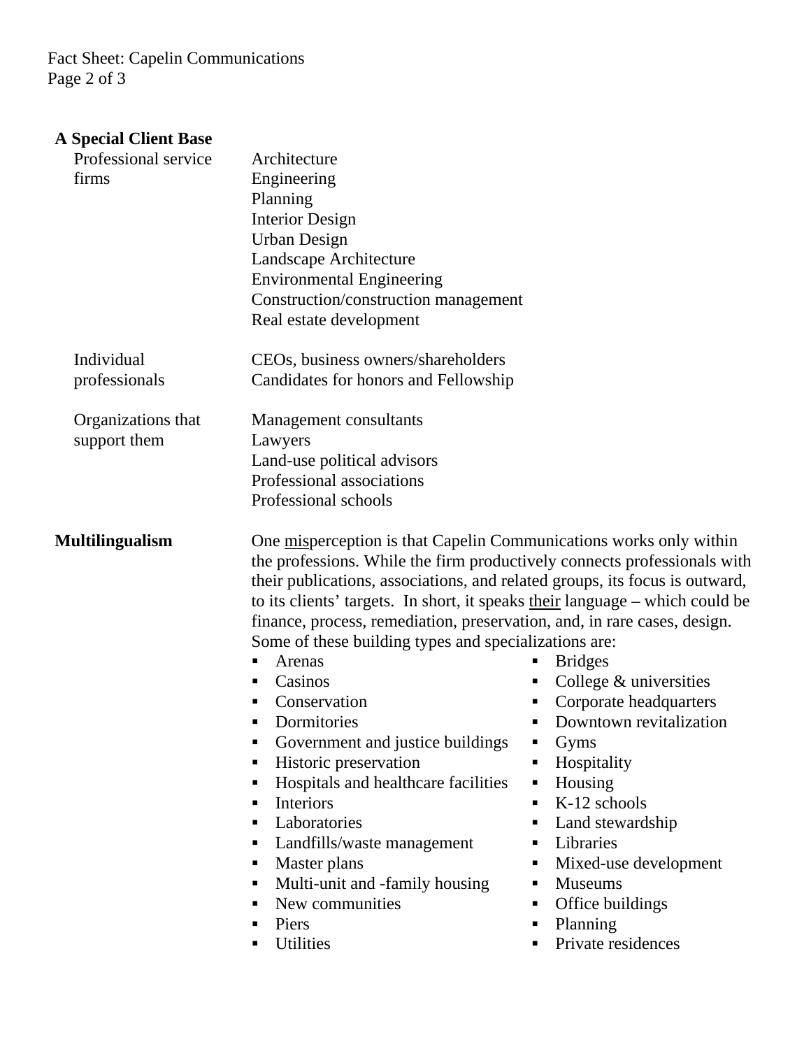**A Special Client Base**

| | |
|---|---|
| Professional service firms | Architecture<br>Engineering<br>Planning<br>Interior Design<br>Urban Design<br>Landscape Architecture<br>Environmental Engineering<br>Construction/construction management<br>Real estate development |
| Individual professionals | CEOs, business owners/shareholders<br>Candidates for honors and Fellowship |
| Organizations that support them | Management consultants<br>Lawyers<br>Land-use political advisors<br>Professional associations<br>Professional schools |

**Multilingualism**

One <u>mis</u>perception is that Capelin Communications works only within the professions. While the firm productively connects professionals with their publications, associations, and related groups, its focus is outward, to its clients' targets. In short, it speaks <u>their</u> language – which could be finance, process, remediation, preservation, and, in rare cases, design. Some of these building types and specializations are:

- Arenas
- Bridges
- Casinos
- College & universities
- Conservation
- Corporate headquarters
- Dormitories
- Downtown revitalization
- Government and justice buildings
- Gyms
- Historic preservation
- Hospitality
- Hospitals and healthcare facilities
- Housing
- Interiors
- K-12 schools
- Laboratories
- Land stewardship
- Landfills/waste management
- Libraries
- Master plans
- Mixed-use development
- Multi-unit and -family housing
- Museums
- New communities
- Office buildings
- Piers
- Planning
- Utilities
- Private residences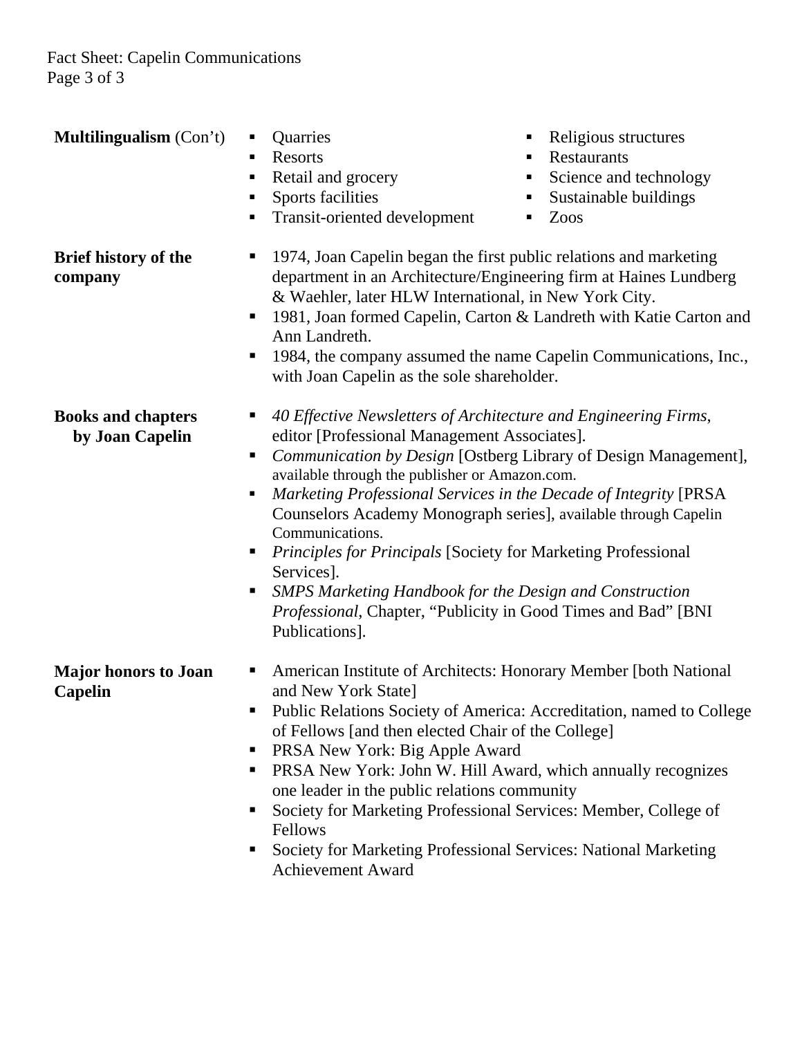**Multilingualism** (Con't)

- Quarries
- Resorts
- Retail and grocery
- Sports facilities
- Transit-oriented development
- Religious structures
- Restaurants
- Science and technology
- Sustainable buildings
- Zoos

**Brief history of the company**

- 1974, Joan Capelin began the first public relations and marketing department in an Architecture/Engineering firm at Haines Lundberg & Waehler, later HLW International, in New York City.
- 1981, Joan formed Capelin, Carton & Landreth with Katie Carton and Ann Landreth.
- 1984, the company assumed the name Capelin Communications, Inc., with Joan Capelin as the sole shareholder.

**Books and chapters by Joan Capelin**

- *40 Effective Newsletters of Architecture and Engineering Firms*, editor [Professional Management Associates].
- *Communication by Design* [Ostberg Library of Design Management], available through the publisher or Amazon.com.
- *Marketing Professional Services in the Decade of Integrity* [PRSA Counselors Academy Monograph series], available through Capelin Communications.
- *Principles for Principals* [Society for Marketing Professional Services].
- *SMPS Marketing Handbook for the Design and Construction Professional*, Chapter, "Publicity in Good Times and Bad" [BNI Publications].

**Major honors to Joan Capelin**

- American Institute of Architects: Honorary Member [both National and New York State]
- Public Relations Society of America: Accreditation, named to College of Fellows [and then elected Chair of the College]
- PRSA New York: Big Apple Award
- PRSA New York: John W. Hill Award, which annually recognizes one leader in the public relations community
- Society for Marketing Professional Services: Member, College of Fellows
- Society for Marketing Professional Services: National Marketing Achievement Award